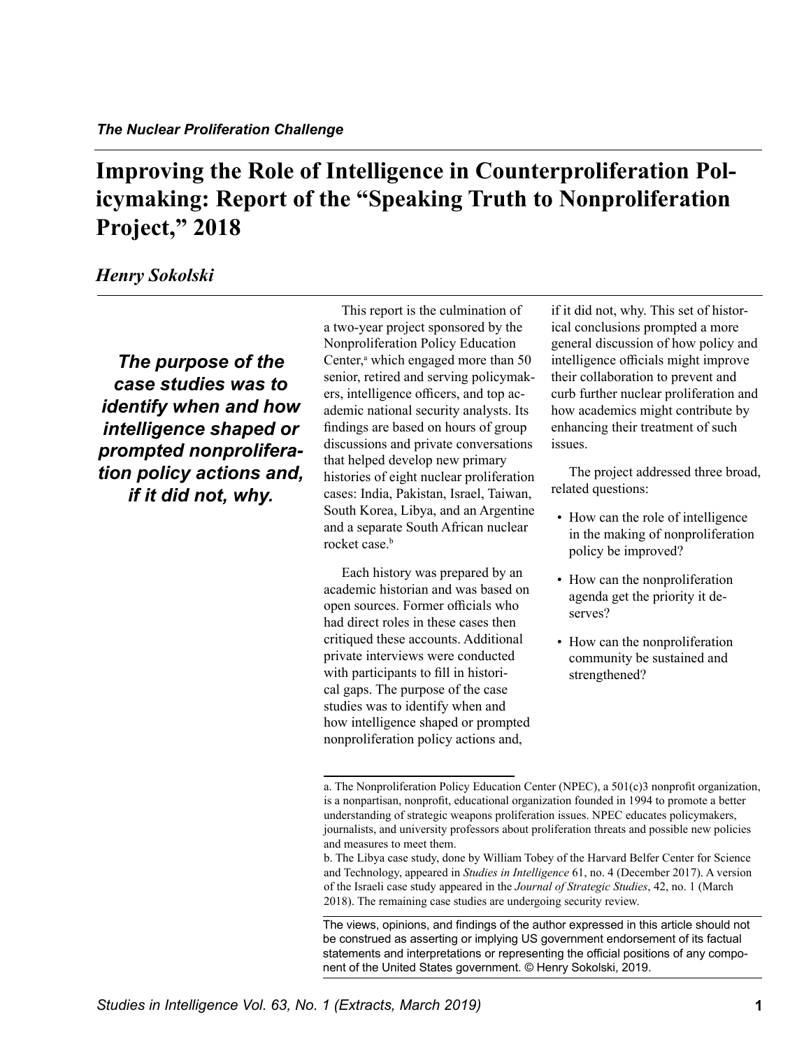*The Nuclear Proliferation Challenge*

# Improving the Role of Intelligence in Counterproliferation Policymaking: Report of the "Speaking Truth to Nonproliferation Project," 2018

*Henry Sokolski*

***The purpose of the case studies was to identify when and how intelligence shaped or prompted nonproliferation policy actions and, if it did not, why.***

This report is the culmination of a two-year project sponsored by the Nonproliferation Policy Education Center,[a] which engaged more than 50 senior, retired and serving policymakers, intelligence officers, and top academic national security analysts. Its findings are based on hours of group discussions and private conversations that helped develop new primary histories of eight nuclear proliferation cases: India, Pakistan, Israel, Taiwan, South Korea, Libya, and an Argentine and a separate South African nuclear rocket case.[b]

Each history was prepared by an academic historian and was based on open sources. Former officials who had direct roles in these cases then critiqued these accounts. Additional private interviews were conducted with participants to fill in historical gaps. The purpose of the case studies was to identify when and how intelligence shaped or prompted nonproliferation policy actions and, if it did not, why. This set of historical conclusions prompted a more general discussion of how policy and intelligence officials might improve their collaboration to prevent and curb further nuclear proliferation and how academics might contribute by enhancing their treatment of such issues.

The project addressed three broad, related questions:

- How can the role of intelligence in the making of nonproliferation policy be improved?
- How can the nonproliferation agenda get the priority it deserves?
- How can the nonproliferation community be sustained and strengthened?

---

a. The Nonproliferation Policy Education Center (NPEC), a 501(c)3 nonprofit organization, is a nonpartisan, nonprofit, educational organization founded in 1994 to promote a better understanding of strategic weapons proliferation issues. NPEC educates policymakers, journalists, and university professors about proliferation threats and possible new policies and measures to meet them.

b. The Libya case study, done by William Tobey of the Harvard Belfer Center for Science and Technology, appeared in *Studies in Intelligence* 61, no. 4 (December 2017). A version of the Israeli case study appeared in the *Journal of Strategic Studies*, 42, no. 1 (March 2018). The remaining case studies are undergoing security review.

The views, opinions, and findings of the author expressed in this article should not be construed as asserting or implying US government endorsement of its factual statements and interpretations or representing the official positions of any component of the United States government. © Henry Sokolski, 2019.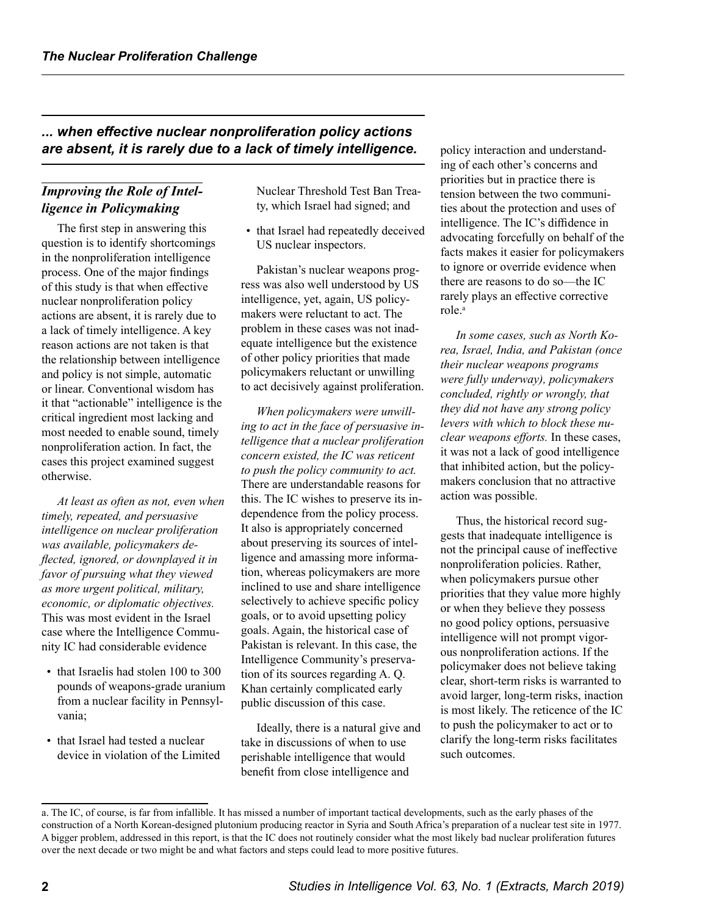*... when effective nuclear nonproliferation policy actions are absent, it is rarely due to a lack of timely intelligence.*

## *Improving the Role of Intelligence in Policymaking*

The first step in answering this question is to identify shortcomings in the nonproliferation intelligence process. One of the major findings of this study is that when effective nuclear nonproliferation policy actions are absent, it is rarely due to a lack of timely intelligence. A key reason actions are not taken is that the relationship between intelligence and policy is not simple, automatic or linear. Conventional wisdom has it that "actionable" intelligence is the critical ingredient most lacking and most needed to enable sound, timely nonproliferation action. In fact, the cases this project examined suggest otherwise.

*At least as often as not, even when timely, repeated, and persuasive intelligence on nuclear proliferation was available, policymakers deflected, ignored, or downplayed it in favor of pursuing what they viewed as more urgent political, military, economic, or diplomatic objectives.* This was most evident in the Israel case where the Intelligence Community IC had considerable evidence

- that Israelis had stolen 100 to 300 pounds of weapons-grade uranium from a nuclear facility in Pennsylvania;
- that Israel had tested a nuclear device in violation of the Limited Nuclear Threshold Test Ban Treaty, which Israel had signed; and
- that Israel had repeatedly deceived US nuclear inspectors.

Pakistan's nuclear weapons progress was also well understood by US intelligence, yet, again, US policymakers were reluctant to act. The problem in these cases was not inadequate intelligence but the existence of other policy priorities that made policymakers reluctant or unwilling to act decisively against proliferation.

*When policymakers were unwilling to act in the face of persuasive intelligence that a nuclear proliferation concern existed, the IC was reticent to push the policy community to act.* There are understandable reasons for this. The IC wishes to preserve its independence from the policy process. It also is appropriately concerned about preserving its sources of intelligence and amassing more information, whereas policymakers are more inclined to use and share intelligence selectively to achieve specific policy goals, or to avoid upsetting policy goals. Again, the historical case of Pakistan is relevant. In this case, the Intelligence Community's preservation of its sources regarding A. Q. Khan certainly complicated early public discussion of this case.

Ideally, there is a natural give and take in discussions of when to use perishable intelligence that would benefit from close intelligence and policy interaction and understanding of each other's concerns and priorities but in practice there is tension between the two communities about the protection and uses of intelligence. The IC's diffidence in advocating forcefully on behalf of the facts makes it easier for policymakers to ignore or override evidence when there are reasons to do so—the IC rarely plays an effective corrective role.[a]

*In some cases, such as North Korea, Israel, India, and Pakistan (once their nuclear weapons programs were fully underway), policymakers concluded, rightly or wrongly, that they did not have any strong policy levers with which to block these nuclear weapons efforts.* In these cases, it was not a lack of good intelligence that inhibited action, but the policymakers conclusion that no attractive action was possible.

Thus, the historical record suggests that inadequate intelligence is not the principal cause of ineffective nonproliferation policies. Rather, when policymakers pursue other priorities that they value more highly or when they believe they possess no good policy options, persuasive intelligence will not prompt vigorous nonproliferation actions. If the policymaker does not believe taking clear, short-term risks is warranted to avoid larger, long-term risks, inaction is most likely. The reticence of the IC to push the policymaker to act or to clarify the long-term risks facilitates such outcomes.

---

a. The IC, of course, is far from infallible. It has missed a number of important tactical developments, such as the early phases of the construction of a North Korean-designed plutonium producing reactor in Syria and South Africa's preparation of a nuclear test site in 1977. A bigger problem, addressed in this report, is that the IC does not routinely consider what the most likely bad nuclear proliferation futures over the next decade or two might be and what factors and steps could lead to more positive futures.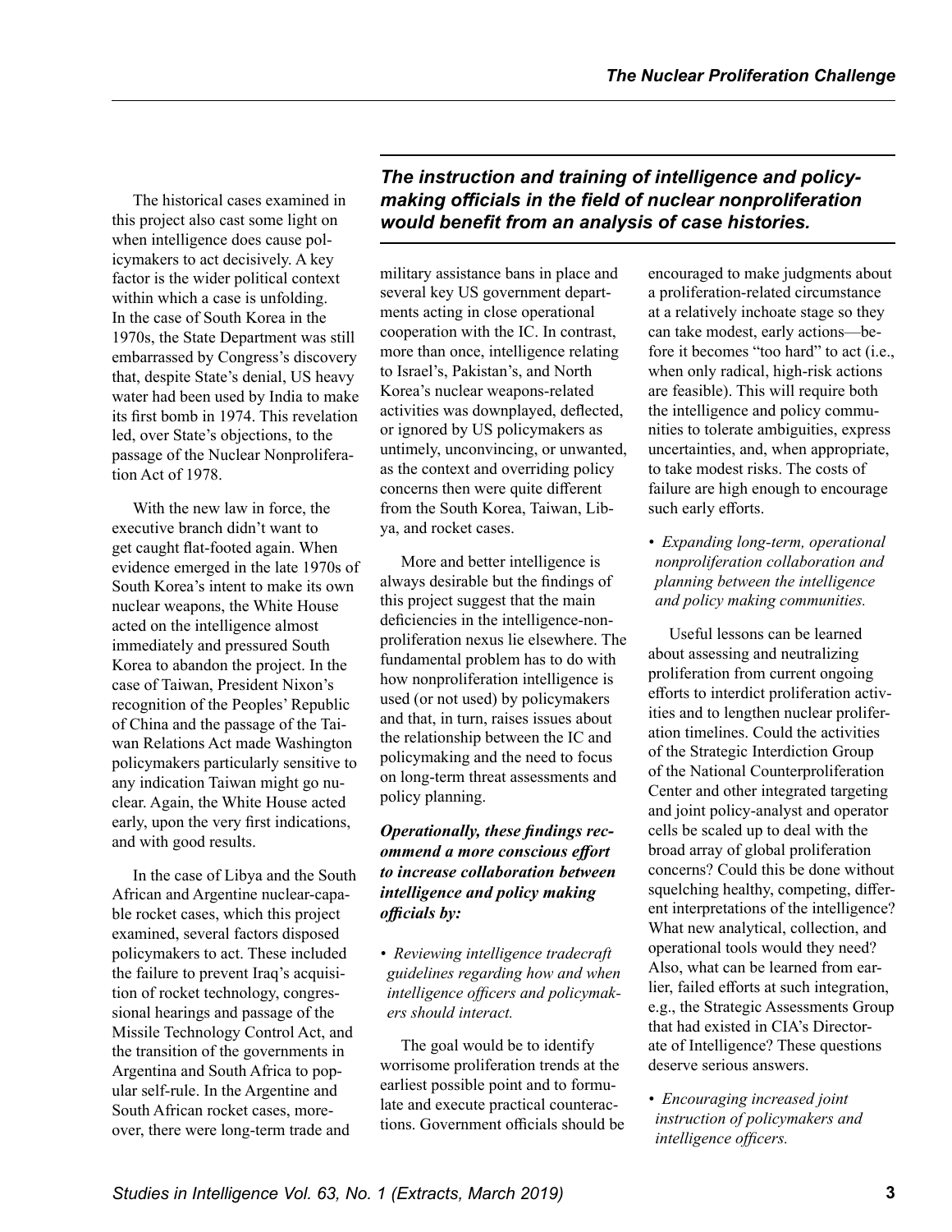The historical cases examined in this project also cast some light on when intelligence does cause policymakers to act decisively. A key factor is the wider political context within which a case is unfolding. In the case of South Korea in the 1970s, the State Department was still embarrassed by Congress's discovery that, despite State's denial, US heavy water had been used by India to make its first bomb in 1974. This revelation led, over State's objections, to the passage of the Nuclear Nonproliferation Act of 1978.

With the new law in force, the executive branch didn't want to get caught flat-footed again. When evidence emerged in the late 1970s of South Korea's intent to make its own nuclear weapons, the White House acted on the intelligence almost immediately and pressured South Korea to abandon the project. In the case of Taiwan, President Nixon's recognition of the Peoples' Republic of China and the passage of the Taiwan Relations Act made Washington policymakers particularly sensitive to any indication Taiwan might go nuclear. Again, the White House acted early, upon the very first indications, and with good results.

In the case of Libya and the South African and Argentine nuclear-capable rocket cases, which this project examined, several factors disposed policymakers to act. These included the failure to prevent Iraq's acquisition of rocket technology, congressional hearings and passage of the Missile Technology Control Act, and the transition of the governments in Argentina and South Africa to popular self-rule. In the Argentine and South African rocket cases, moreover, there were long-term trade and military assistance bans in place and several key US government departments acting in close operational cooperation with the IC. In contrast, more than once, intelligence relating to Israel's, Pakistan's, and North Korea's nuclear weapons-related activities was downplayed, deflected, or ignored by US policymakers as untimely, unconvincing, or unwanted, as the context and overriding policy concerns then were quite different from the South Korea, Taiwan, Libya, and rocket cases.

***The instruction and training of intelligence and policy-making officials in the field of nuclear nonproliferation would benefit from an analysis of case histories.***

More and better intelligence is always desirable but the findings of this project suggest that the main deficiencies in the intelligence-nonproliferation nexus lie elsewhere. The fundamental problem has to do with how nonproliferation intelligence is used (or not used) by policymakers and that, in turn, raises issues about the relationship between the IC and policymaking and the need to focus on long-term threat assessments and policy planning.

***Operationally, these findings recommend a more conscious effort to increase collaboration between intelligence and policy making officials by:***

- *Reviewing intelligence tradecraft guidelines regarding how and when intelligence officers and policymakers should interact.*

The goal would be to identify worrisome proliferation trends at the earliest possible point and to formulate and execute practical counteractions. Government officials should be encouraged to make judgments about a proliferation-related circumstance at a relatively inchoate stage so they can take modest, early actions—before it becomes "too hard" to act (i.e., when only radical, high-risk actions are feasible). This will require both the intelligence and policy communities to tolerate ambiguities, express uncertainties, and, when appropriate, to take modest risks. The costs of failure are high enough to encourage such early efforts.

- *Expanding long-term, operational nonproliferation collaboration and planning between the intelligence and policy making communities.*

Useful lessons can be learned about assessing and neutralizing proliferation from current ongoing efforts to interdict proliferation activities and to lengthen nuclear proliferation timelines. Could the activities of the Strategic Interdiction Group of the National Counterproliferation Center and other integrated targeting and joint policy-analyst and operator cells be scaled up to deal with the broad array of global proliferation concerns? Could this be done without squelching healthy, competing, different interpretations of the intelligence? What new analytical, collection, and operational tools would they need? Also, what can be learned from earlier, failed efforts at such integration, e.g., the Strategic Assessments Group that had existed in CIA's Directorate of Intelligence? These questions deserve serious answers.

- *Encouraging increased joint instruction of policymakers and intelligence officers.*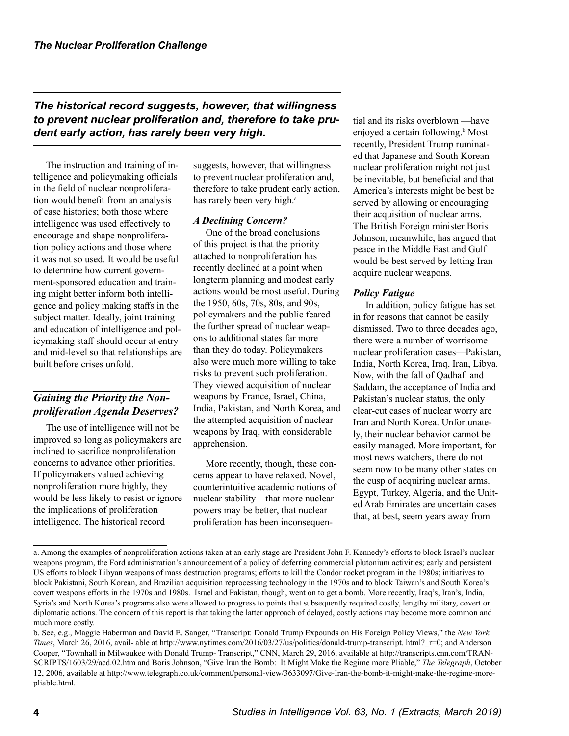*The historical record suggests, however, that willingness to prevent nuclear proliferation and, therefore to take prudent early action, has rarely been very high.*

The instruction and training of intelligence and policymaking officials in the field of nuclear nonproliferation would benefit from an analysis of case histories; both those where intelligence was used effectively to encourage and shape nonproliferation policy actions and those where it was not so used. It would be useful to determine how current government-sponsored education and training might better inform both intelligence and policy making staffs in the subject matter. Ideally, joint training and education of intelligence and policymaking staff should occur at entry and mid-level so that relationships are built before crises unfold.

## *Gaining the Priority the Nonproliferation Agenda Deserves?*

The use of intelligence will not be improved so long as policymakers are inclined to sacrifice nonproliferation concerns to advance other priorities. If policymakers valued achieving nonproliferation more highly, they would be less likely to resist or ignore the implications of proliferation intelligence. The historical record suggests, however, that willingness to prevent nuclear proliferation and, therefore to take prudent early action, has rarely been very high.[a]

### *A Declining Concern?*

One of the broad conclusions of this project is that the priority attached to nonproliferation has recently declined at a point when longterm planning and modest early actions would be most useful. During the 1950, 60s, 70s, 80s, and 90s, policymakers and the public feared the further spread of nuclear weapons to additional states far more than they do today. Policymakers also were much more willing to take risks to prevent such proliferation. They viewed acquisition of nuclear weapons by France, Israel, China, India, Pakistan, and North Korea, and the attempted acquisition of nuclear weapons by Iraq, with considerable apprehension.

More recently, though, these concerns appear to have relaxed. Novel, counterintuitive academic notions of nuclear stability—that more nuclear powers may be better, that nuclear proliferation has been inconsequential and its risks overblown —have enjoyed a certain following.[b] Most recently, President Trump ruminated that Japanese and South Korean nuclear proliferation might not just be inevitable, but beneficial and that America's interests might be best be served by allowing or encouraging their acquisition of nuclear arms. The British Foreign minister Boris Johnson, meanwhile, has argued that peace in the Middle East and Gulf would be best served by letting Iran acquire nuclear weapons.

### *Policy Fatigue*

In addition, policy fatigue has set in for reasons that cannot be easily dismissed. Two to three decades ago, there were a number of worrisome nuclear proliferation cases—Pakistan, India, North Korea, Iraq, Iran, Libya. Now, with the fall of Qadhafi and Saddam, the acceptance of India and Pakistan's nuclear status, the only clear-cut cases of nuclear worry are Iran and North Korea. Unfortunately, their nuclear behavior cannot be easily managed. More important, for most news watchers, there do not seem now to be many other states on the cusp of acquiring nuclear arms. Egypt, Turkey, Algeria, and the United Arab Emirates are uncertain cases that, at best, seem years away from

---

a. Among the examples of nonproliferation actions taken at an early stage are President John F. Kennedy's efforts to block Israel's nuclear weapons program, the Ford administration's announcement of a policy of deferring commercial plutonium activities; early and persistent US efforts to block Libyan weapons of mass destruction programs; efforts to kill the Condor rocket program in the 1980s; initiatives to block Pakistani, South Korean, and Brazilian acquisition reprocessing technology in the 1970s and to block Taiwan's and South Korea's covert weapons efforts in the 1970s and 1980s. Israel and Pakistan, though, went on to get a bomb. More recently, Iraq's, Iran's, India, Syria's and North Korea's programs also were allowed to progress to points that subsequently required costly, lengthy military, covert or diplomatic actions. The concern of this report is that taking the latter approach of delayed, costly actions may become more common and much more costly.

b. See, e.g., Maggie Haberman and David E. Sanger, "Transcript: Donald Trump Expounds on His Foreign Policy Views," the *New York Times*, March 26, 2016, avail- able at http://www.nytimes.com/2016/03/27/us/politics/donald-trump-transcript. html?_r=0; and Anderson Cooper, "Townhall in Milwaukee with Donald Trump- Transcript," CNN, March 29, 2016, available at http://transcripts.cnn.com/TRANSCRIPTS/1603/29/acd.02.htm and Boris Johnson, "Give Iran the Bomb: It Might Make the Regime more Pliable," *The Telegraph*, October 12, 2006, available at http://www.telegraph.co.uk/comment/personal-view/3633097/Give-Iran-the-bomb-it-might-make-the-regime-more-pliable.html.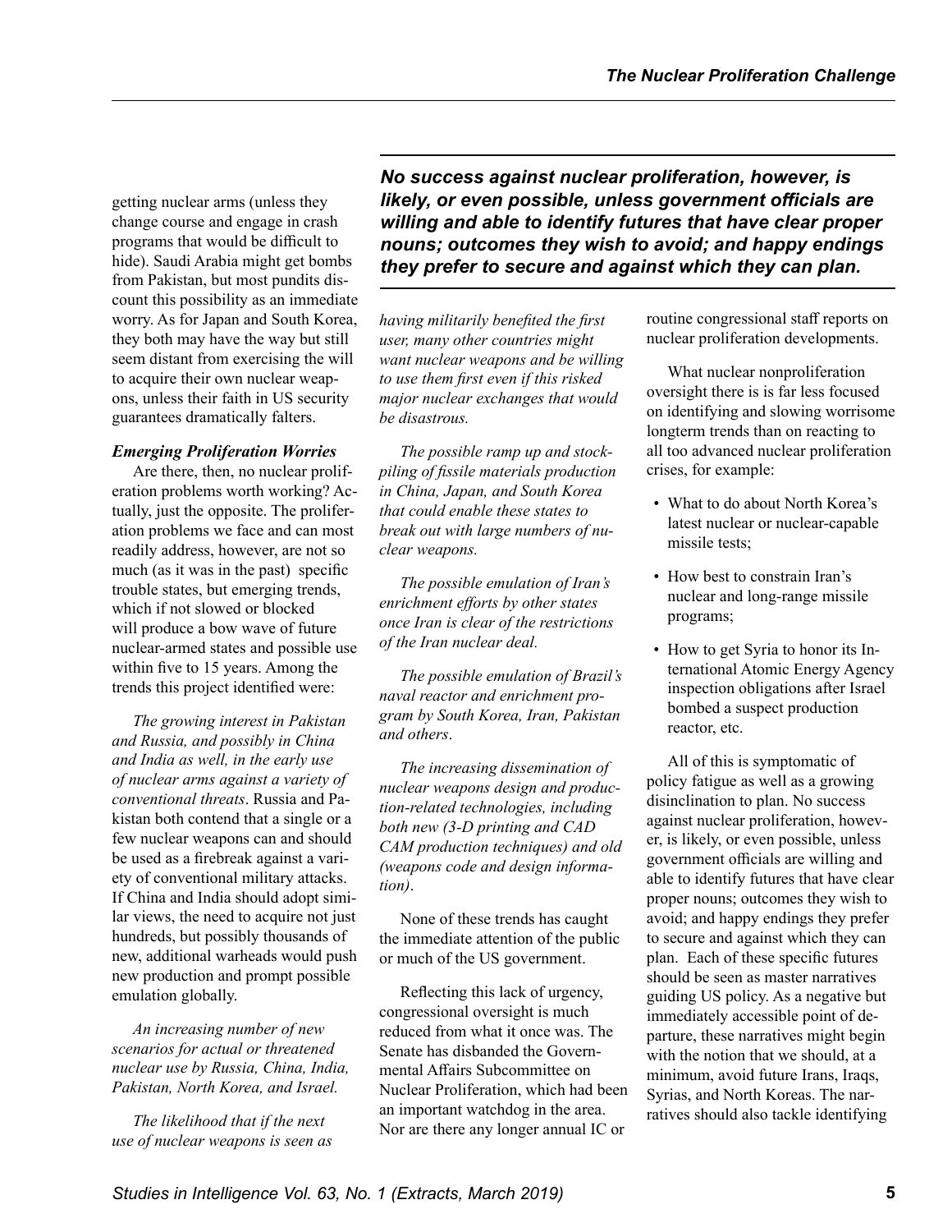getting nuclear arms (unless they change course and engage in crash programs that would be difficult to hide). Saudi Arabia might get bombs from Pakistan, but most pundits discount this possibility as an immediate worry. As for Japan and South Korea, they both may have the way but still seem distant from exercising the will to acquire their own nuclear weapons, unless their faith in US security guarantees dramatically falters.

### *Emerging Proliferation Worries*

Are there, then, no nuclear proliferation problems worth working? Actually, just the opposite. The proliferation problems we face and can most readily address, however, are not so much (as it was in the past) specific trouble states, but emerging trends, which if not slowed or blocked will produce a bow wave of future nuclear-armed states and possible use within five to 15 years. Among the trends this project identified were:

*The growing interest in Pakistan and Russia, and possibly in China and India as well, in the early use of nuclear arms against a variety of conventional threats*. Russia and Pakistan both contend that a single or a few nuclear weapons can and should be used as a firebreak against a variety of conventional military attacks. If China and India should adopt similar views, the need to acquire not just hundreds, but possibly thousands of new, additional warheads would push new production and prompt possible emulation globally.

*An increasing number of new scenarios for actual or threatened nuclear use by Russia, China, India, Pakistan, North Korea, and Israel.*

*The likelihood that if the next use of nuclear weapons is seen as having militarily benefited the first user, many other countries might want nuclear weapons and be willing to use them first even if this risked major nuclear exchanges that would be disastrous.*

*The possible ramp up and stockpiling of fissile materials production in China, Japan, and South Korea that could enable these states to break out with large numbers of nuclear weapons.*

*The possible emulation of Iran's enrichment efforts by other states once Iran is clear of the restrictions of the Iran nuclear deal.*

*The possible emulation of Brazil's naval reactor and enrichment program by South Korea, Iran, Pakistan and others*.

*The increasing dissemination of nuclear weapons design and production-related technologies, including both new (3-D printing and CAD CAM production techniques) and old (weapons code and design information)*.

None of these trends has caught the immediate attention of the public or much of the US government.

Reflecting this lack of urgency, congressional oversight is much reduced from what it once was. The Senate has disbanded the Governmental Affairs Subcommittee on Nuclear Proliferation, which had been an important watchdog in the area. Nor are there any longer annual IC or routine congressional staff reports on nuclear proliferation developments.

What nuclear nonproliferation oversight there is is far less focused on identifying and slowing worrisome longterm trends than on reacting to all too advanced nuclear proliferation crises, for example:

- What to do about North Korea's latest nuclear or nuclear-capable missile tests;
- How best to constrain Iran's nuclear and long-range missile programs;
- How to get Syria to honor its International Atomic Energy Agency inspection obligations after Israel bombed a suspect production reactor, etc.

All of this is symptomatic of policy fatigue as well as a growing disinclination to plan. No success against nuclear proliferation, however, is likely, or even possible, unless government officials are willing and able to identify futures that have clear proper nouns; outcomes they wish to avoid; and happy endings they prefer to secure and against which they can plan. Each of these specific futures should be seen as master narratives guiding US policy. As a negative but immediately accessible point of departure, these narratives might begin with the notion that we should, at a minimum, avoid future Irans, Iraqs, Syrias, and North Koreas. The narratives should also tackle identifying

> ***No success against nuclear proliferation, however, is likely, or even possible, unless government officials are willing and able to identify futures that have clear proper nouns; outcomes they wish to avoid; and happy endings they prefer to secure and against which they can plan.***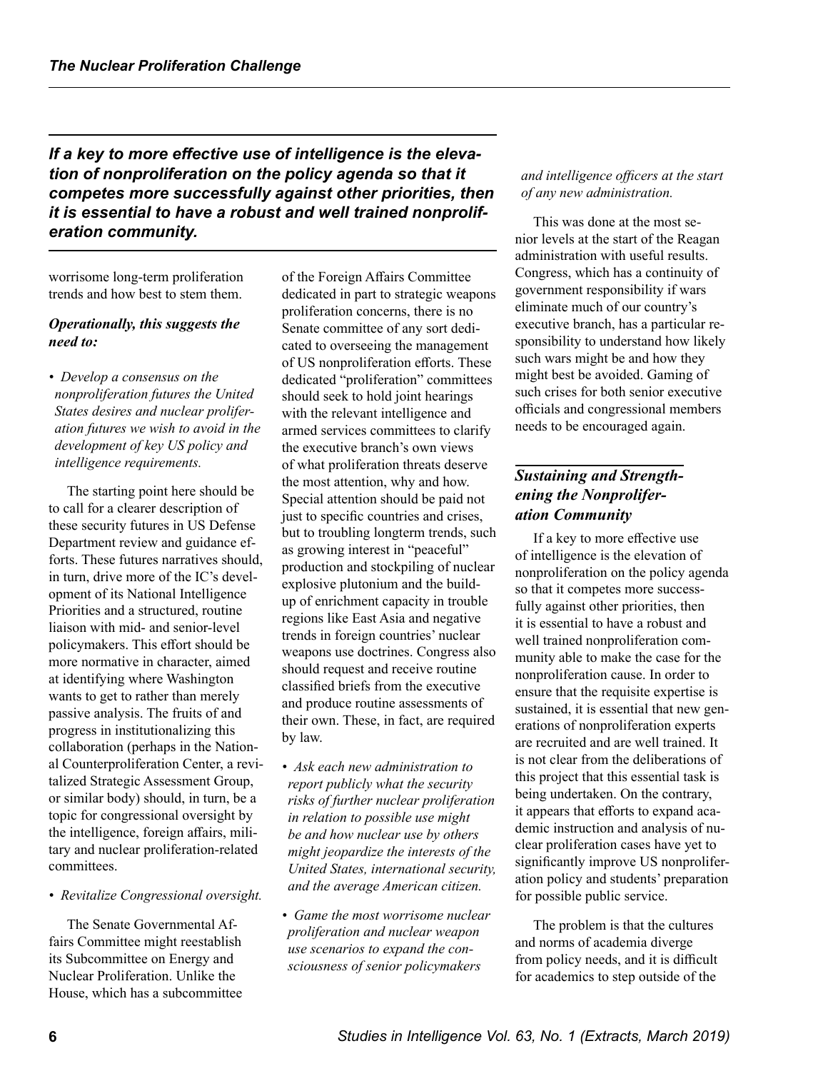*If a key to more effective use of intelligence is the elevation of nonproliferation on the policy agenda so that it competes more successfully against other priorities, then it is essential to have a robust and well trained nonproliferation community.*

worrisome long-term proliferation trends and how best to stem them.

***Operationally, this suggests the need to:***

- *Develop a consensus on the nonproliferation futures the United States desires and nuclear proliferation futures we wish to avoid in the development of key US policy and intelligence requirements.*

The starting point here should be to call for a clearer description of these security futures in US Defense Department review and guidance efforts. These futures narratives should, in turn, drive more of the IC's development of its National Intelligence Priorities and a structured, routine liaison with mid- and senior-level policymakers. This effort should be more normative in character, aimed at identifying where Washington wants to get to rather than merely passive analysis. The fruits of and progress in institutionalizing this collaboration (perhaps in the National Counterproliferation Center, a revitalized Strategic Assessment Group, or similar body) should, in turn, be a topic for congressional oversight by the intelligence, foreign affairs, military and nuclear proliferation-related committees.

- *Revitalize Congressional oversight.*

The Senate Governmental Affairs Committee might reestablish its Subcommittee on Energy and Nuclear Proliferation. Unlike the House, which has a subcommittee of the Foreign Affairs Committee dedicated in part to strategic weapons proliferation concerns, there is no Senate committee of any sort dedicated to overseeing the management of US nonproliferation efforts. These dedicated "proliferation" committees should seek to hold joint hearings with the relevant intelligence and armed services committees to clarify the executive branch's own views of what proliferation threats deserve the most attention, why and how. Special attention should be paid not just to specific countries and crises, but to troubling longterm trends, such as growing interest in "peaceful" production and stockpiling of nuclear explosive plutonium and the buildup of enrichment capacity in trouble regions like East Asia and negative trends in foreign countries' nuclear weapons use doctrines. Congress also should request and receive routine classified briefs from the executive and produce routine assessments of their own. These, in fact, are required by law.

- *Ask each new administration to report publicly what the security risks of further nuclear proliferation in relation to possible use might be and how nuclear use by others might jeopardize the interests of the United States, international security, and the average American citizen.*

- *Game the most worrisome nuclear proliferation and nuclear weapon use scenarios to expand the consciousness of senior policymakers and intelligence officers at the start of any new administration.*

This was done at the most senior levels at the start of the Reagan administration with useful results. Congress, which has a continuity of government responsibility if wars eliminate much of our country's executive branch, has a particular responsibility to understand how likely such wars might be and how they might best be avoided. Gaming of such crises for both senior executive officials and congressional members needs to be encouraged again.

## *Sustaining and Strengthening the Nonproliferation Community*

If a key to more effective use of intelligence is the elevation of nonproliferation on the policy agenda so that it competes more successfully against other priorities, then it is essential to have a robust and well trained nonproliferation community able to make the case for the nonproliferation cause. In order to ensure that the requisite expertise is sustained, it is essential that new generations of nonproliferation experts are recruited and are well trained. It is not clear from the deliberations of this project that this essential task is being undertaken. On the contrary, it appears that efforts to expand academic instruction and analysis of nuclear proliferation cases have yet to significantly improve US nonproliferation policy and students' preparation for possible public service.

The problem is that the cultures and norms of academia diverge from policy needs, and it is difficult for academics to step outside of the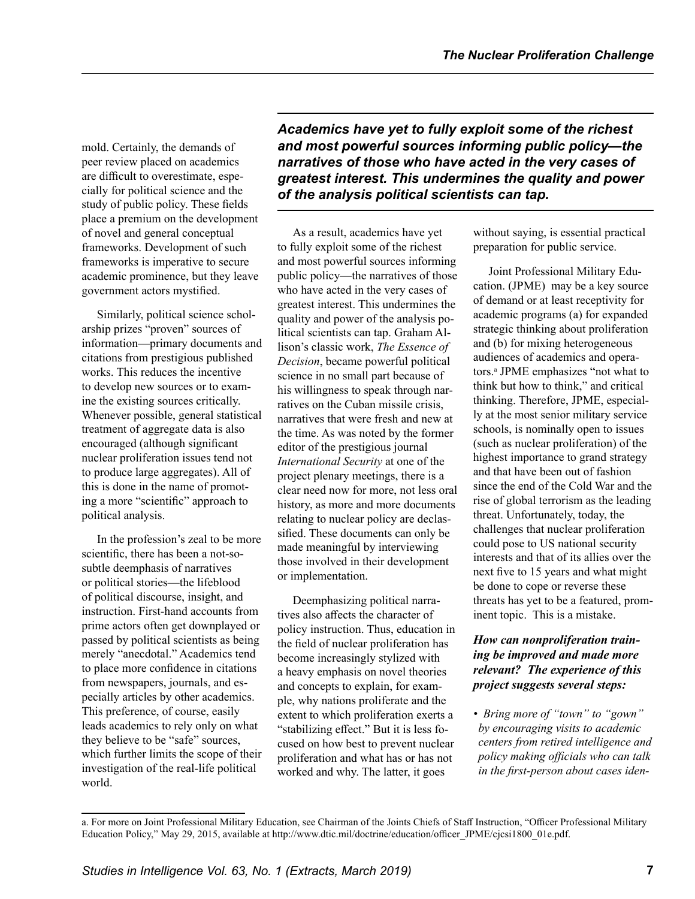mold. Certainly, the demands of peer review placed on academics are difficult to overestimate, especially for political science and the study of public policy. These fields place a premium on the development of novel and general conceptual frameworks. Development of such frameworks is imperative to secure academic prominence, but they leave government actors mystified.

Similarly, political science scholarship prizes "proven" sources of information—primary documents and citations from prestigious published works. This reduces the incentive to develop new sources or to examine the existing sources critically. Whenever possible, general statistical treatment of aggregate data is also encouraged (although significant nuclear proliferation issues tend not to produce large aggregates). All of this is done in the name of promoting a more "scientific" approach to political analysis.

In the profession's zeal to be more scientific, there has been a not-so-subtle deemphasis of narratives or political stories—the lifeblood of political discourse, insight, and instruction. First-hand accounts from prime actors often get downplayed or passed by political scientists as being merely "anecdotal." Academics tend to place more confidence in citations from newspapers, journals, and especially articles by other academics. This preference, of course, easily leads academics to rely only on what they believe to be "safe" sources, which further limits the scope of their investigation of the real-life political world.

***Academics have yet to fully exploit some of the richest and most powerful sources informing public policy—the narratives of those who have acted in the very cases of greatest interest. This undermines the quality and power of the analysis political scientists can tap.***

As a result, academics have yet to fully exploit some of the richest and most powerful sources informing public policy—the narratives of those who have acted in the very cases of greatest interest. This undermines the quality and power of the analysis political scientists can tap. Graham Allison's classic work, *The Essence of Decision*, became powerful political science in no small part because of his willingness to speak through narratives on the Cuban missile crisis, narratives that were fresh and new at the time. As was noted by the former editor of the prestigious journal *International Security* at one of the project plenary meetings, there is a clear need now for more, not less oral history, as more and more documents relating to nuclear policy are declassified. These documents can only be made meaningful by interviewing those involved in their development or implementation.

Deemphasizing political narratives also affects the character of policy instruction. Thus, education in the field of nuclear proliferation has become increasingly stylized with a heavy emphasis on novel theories and concepts to explain, for example, why nations proliferate and the extent to which proliferation exerts a "stabilizing effect." But it is less focused on how best to prevent nuclear proliferation and what has or has not worked and why. The latter, it goes without saying, is essential practical preparation for public service.

Joint Professional Military Education. (JPME) may be a key source of demand or at least receptivity for academic programs (a) for expanded strategic thinking about proliferation and (b) for mixing heterogeneous audiences of academics and operators.[a] JPME emphasizes "not what to think but how to think," and critical thinking. Therefore, JPME, especially at the most senior military service schools, is nominally open to issues (such as nuclear proliferation) of the highest importance to grand strategy and that have been out of fashion since the end of the Cold War and the rise of global terrorism as the leading threat. Unfortunately, today, the challenges that nuclear proliferation could pose to US national security interests and that of its allies over the next five to 15 years and what might be done to cope or reverse these threats has yet to be a featured, prominent topic. This is a mistake.

***How can nonproliferation training be improved and made more relevant? The experience of this project suggests several steps:***

- *Bring more of "town" to "gown" by encouraging visits to academic centers from retired intelligence and policy making officials who can talk in the first-person about cases iden-*

---

a. For more on Joint Professional Military Education, see Chairman of the Joints Chiefs of Staff Instruction, "Officer Professional Military Education Policy," May 29, 2015, available at http://www.dtic.mil/doctrine/education/officer_JPME/cjcsi1800_01e.pdf.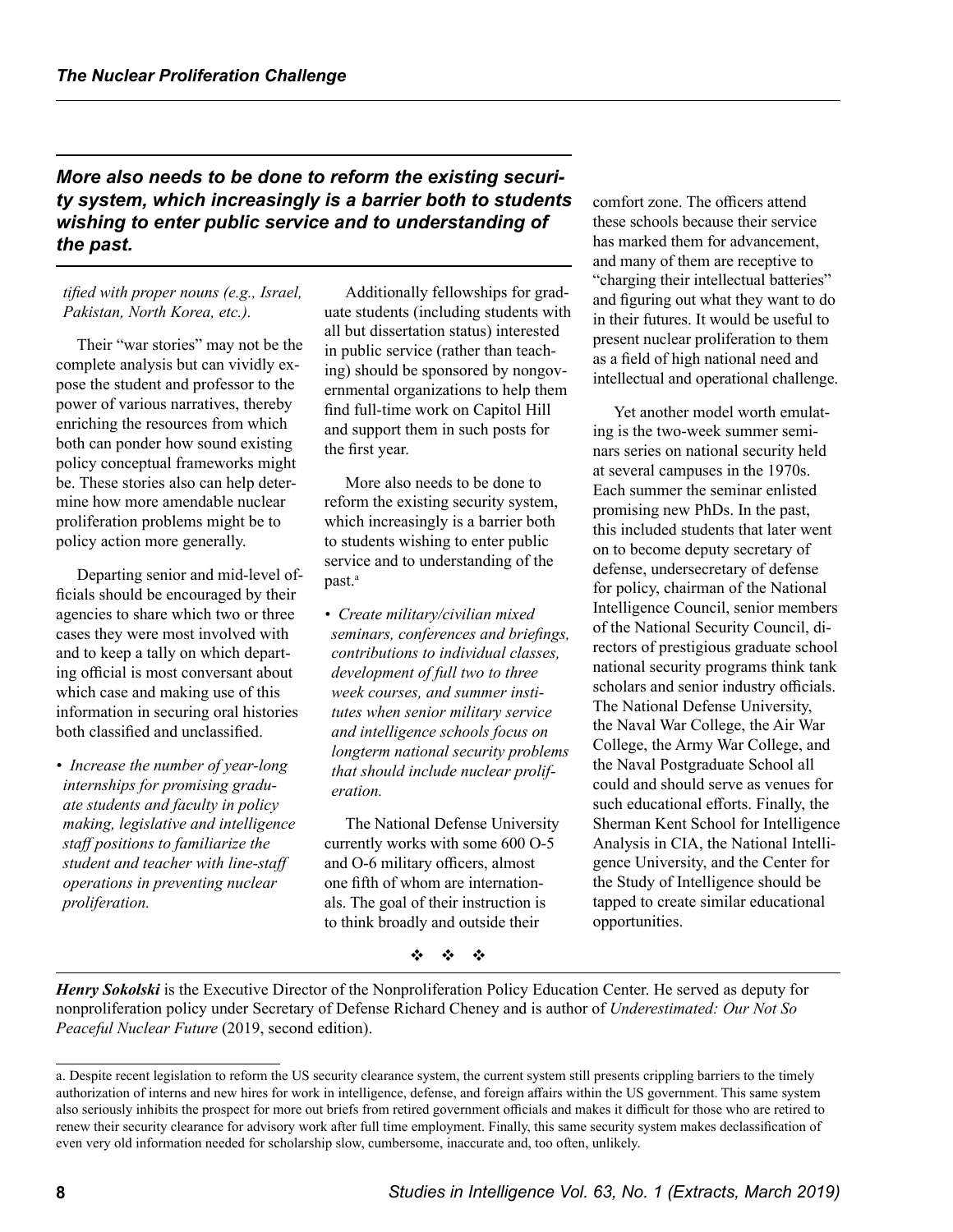*More also needs to be done to reform the existing security system, which increasingly is a barrier both to students wishing to enter public service and to understanding of the past.*

*tified with proper nouns (e.g., Israel, Pakistan, North Korea, etc.).*

Their "war stories" may not be the complete analysis but can vividly expose the student and professor to the power of various narratives, thereby enriching the resources from which both can ponder how sound existing policy conceptual frameworks might be. These stories also can help determine how more amendable nuclear proliferation problems might be to policy action more generally.

Departing senior and mid-level officials should be encouraged by their agencies to share which two or three cases they were most involved with and to keep a tally on which departing official is most conversant about which case and making use of this information in securing oral histories both classified and unclassified.

- *Increase the number of year-long internships for promising graduate students and faculty in policy making, legislative and intelligence staff positions to familiarize the student and teacher with line-staff operations in preventing nuclear proliferation.*

Additionally fellowships for graduate students (including students with all but dissertation status) interested in public service (rather than teaching) should be sponsored by nongovernmental organizations to help them find full-time work on Capitol Hill and support them in such posts for the first year.

More also needs to be done to reform the existing security system, which increasingly is a barrier both to students wishing to enter public service and to understanding of the past.[a]

- *Create military/civilian mixed seminars, conferences and briefings, contributions to individual classes, development of full two to three week courses, and summer institutes when senior military service and intelligence schools focus on longterm national security problems that should include nuclear proliferation.*

The National Defense University currently works with some 600 O-5 and O-6 military officers, almost one fifth of whom are internationals. The goal of their instruction is to think broadly and outside their comfort zone. The officers attend these schools because their service has marked them for advancement, and many of them are receptive to "charging their intellectual batteries" and figuring out what they want to do in their futures. It would be useful to present nuclear proliferation to them as a field of high national need and intellectual and operational challenge.

Yet another model worth emulating is the two-week summer seminars series on national security held at several campuses in the 1970s. Each summer the seminar enlisted promising new PhDs. In the past, this included students that later went on to become deputy secretary of defense, undersecretary of defense for policy, chairman of the National Intelligence Council, senior members of the National Security Council, directors of prestigious graduate school national security programs think tank scholars and senior industry officials. The National Defense University, the Naval War College, the Air War College, the Army War College, and the Naval Postgraduate School all could and should serve as venues for such educational efforts. Finally, the Sherman Kent School for Intelligence Analysis in CIA, the National Intelligence University, and the Center for the Study of Intelligence should be tapped to create similar educational opportunities.

❖ ❖ ❖

***Henry Sokolski*** is the Executive Director of the Nonproliferation Policy Education Center. He served as deputy for nonproliferation policy under Secretary of Defense Richard Cheney and is author of *Underestimated: Our Not So Peaceful Nuclear Future* (2019, second edition).

---

a. Despite recent legislation to reform the US security clearance system, the current system still presents crippling barriers to the timely authorization of interns and new hires for work in intelligence, defense, and foreign affairs within the US government. This same system also seriously inhibits the prospect for more out briefs from retired government officials and makes it difficult for those who are retired to renew their security clearance for advisory work after full time employment. Finally, this same security system makes declassification of even very old information needed for scholarship slow, cumbersome, inaccurate and, too often, unlikely.